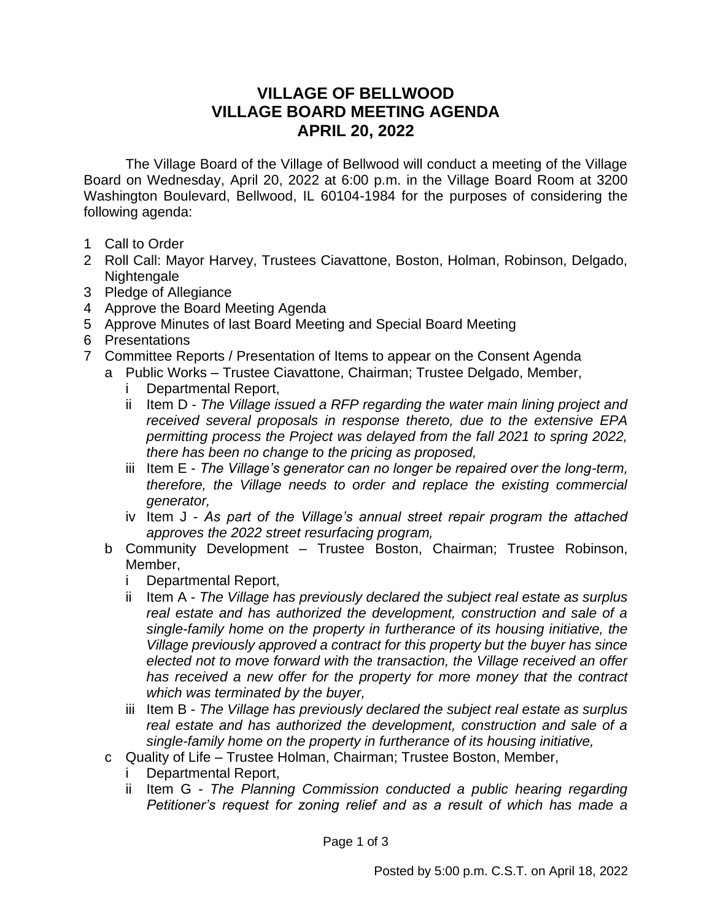# VILLAGE OF BELLWOOD
# VILLAGE BOARD MEETING AGENDA
# APRIL 20, 2022

The Village Board of the Village of Bellwood will conduct a meeting of the Village Board on Wednesday, April 20, 2022 at 6:00 p.m. in the Village Board Room at 3200 Washington Boulevard, Bellwood, IL 60104-1984 for the purposes of considering the following agenda:

1 Call to Order
2 Roll Call: Mayor Harvey, Trustees Ciavattone, Boston, Holman, Robinson, Delgado, Nightengale
3 Pledge of Allegiance
4 Approve the Board Meeting Agenda
5 Approve Minutes of last Board Meeting and Special Board Meeting
6 Presentations
7 Committee Reports / Presentation of Items to appear on the Consent Agenda
   a Public Works – Trustee Ciavattone, Chairman; Trustee Delgado, Member,
      i Departmental Report,
      ii Item D - *The Village issued a RFP regarding the water main lining project and received several proposals in response thereto, due to the extensive EPA permitting process the Project was delayed from the fall 2021 to spring 2022, there has been no change to the pricing as proposed,*
      iii Item E - *The Village's generator can no longer be repaired over the long-term, therefore, the Village needs to order and replace the existing commercial generator,*
      iv Item J - *As part of the Village's annual street repair program the attached approves the 2022 street resurfacing program,*
   b Community Development – Trustee Boston, Chairman; Trustee Robinson, Member,
      i Departmental Report,
      ii Item A - *The Village has previously declared the subject real estate as surplus real estate and has authorized the development, construction and sale of a single-family home on the property in furtherance of its housing initiative, the Village previously approved a contract for this property but the buyer has since elected not to move forward with the transaction, the Village received an offer has received a new offer for the property for more money that the contract which was terminated by the buyer,*
      iii Item B - *The Village has previously declared the subject real estate as surplus real estate and has authorized the development, construction and sale of a single-family home on the property in furtherance of its housing initiative,*
   c Quality of Life – Trustee Holman, Chairman; Trustee Boston, Member,
      i Departmental Report,
      ii Item G - *The Planning Commission conducted a public hearing regarding Petitioner's request for zoning relief and as a result of which has made a*

Posted by 5:00 p.m. C.S.T. on April 18, 2022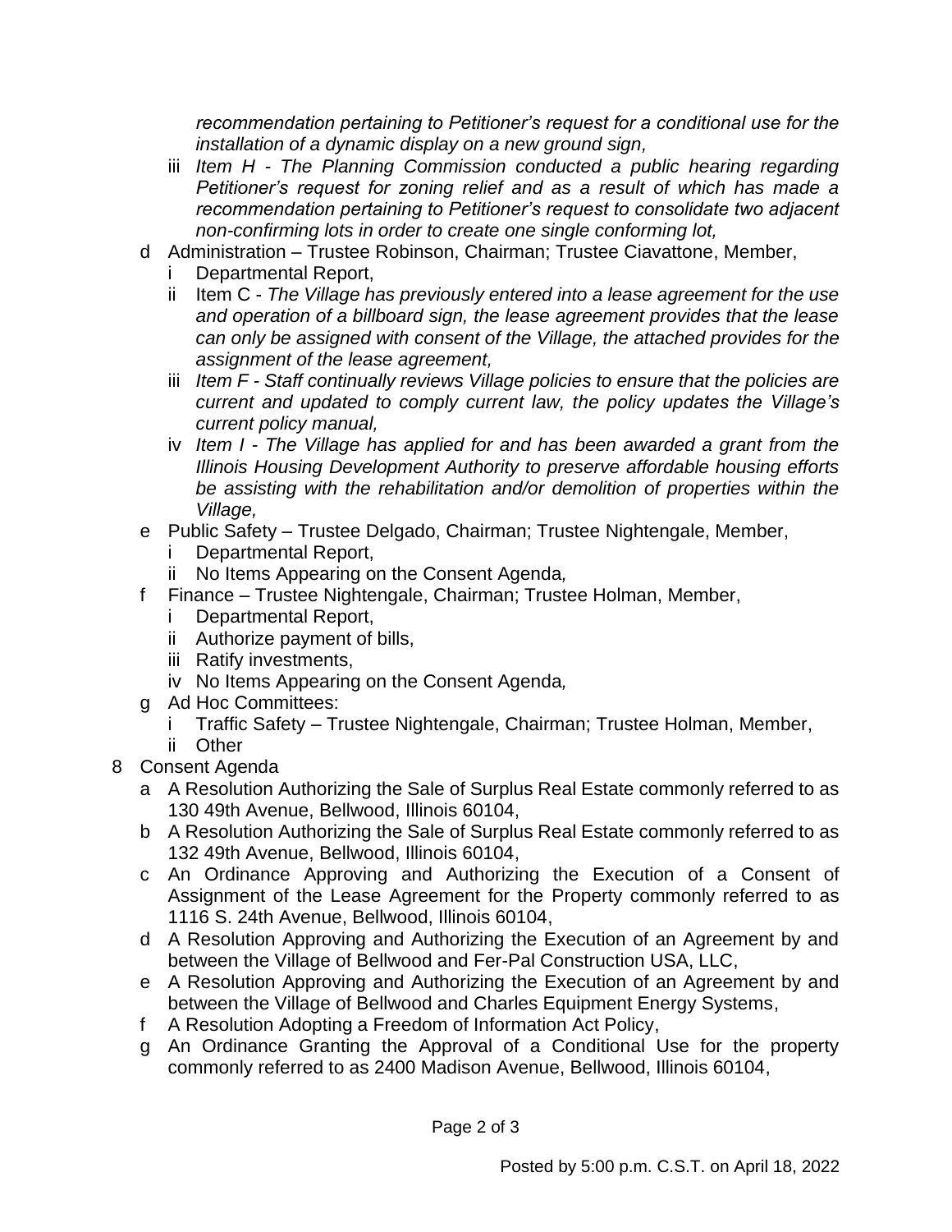*recommendation pertaining to Petitioner's request for a conditional use for the installation of a dynamic display on a new ground sign,*

- iii *Item H - The Planning Commission conducted a public hearing regarding Petitioner's request for zoning relief and as a result of which has made a recommendation pertaining to Petitioner's request to consolidate two adjacent non-confirming lots in order to create one single conforming lot,*

- d Administration – Trustee Robinson, Chairman; Trustee Ciavattone, Member,
  - i Departmental Report,
  - ii Item C - *The Village has previously entered into a lease agreement for the use and operation of a billboard sign, the lease agreement provides that the lease can only be assigned with consent of the Village, the attached provides for the assignment of the lease agreement,*
  - iii *Item F - Staff continually reviews Village policies to ensure that the policies are current and updated to comply current law, the policy updates the Village's current policy manual,*
  - iv *Item I - The Village has applied for and has been awarded a grant from the Illinois Housing Development Authority to preserve affordable housing efforts be assisting with the rehabilitation and/or demolition of properties within the Village,*
- e Public Safety – Trustee Delgado, Chairman; Trustee Nightengale, Member,
  - i Departmental Report,
  - ii No Items Appearing on the Consent Agenda*,*
- f Finance – Trustee Nightengale, Chairman; Trustee Holman, Member,
  - i Departmental Report,
  - ii Authorize payment of bills,
  - iii Ratify investments,
  - iv No Items Appearing on the Consent Agenda*,*
- g Ad Hoc Committees:
  - i Traffic Safety – Trustee Nightengale, Chairman; Trustee Holman, Member,
  - ii Other

8 Consent Agenda

- a A Resolution Authorizing the Sale of Surplus Real Estate commonly referred to as 130 49th Avenue, Bellwood, Illinois 60104,
- b A Resolution Authorizing the Sale of Surplus Real Estate commonly referred to as 132 49th Avenue, Bellwood, Illinois 60104,
- c An Ordinance Approving and Authorizing the Execution of a Consent of Assignment of the Lease Agreement for the Property commonly referred to as 1116 S. 24th Avenue, Bellwood, Illinois 60104,
- d A Resolution Approving and Authorizing the Execution of an Agreement by and between the Village of Bellwood and Fer-Pal Construction USA, LLC,
- e A Resolution Approving and Authorizing the Execution of an Agreement by and between the Village of Bellwood and Charles Equipment Energy Systems,
- f A Resolution Adopting a Freedom of Information Act Policy,
- g An Ordinance Granting the Approval of a Conditional Use for the property commonly referred to as 2400 Madison Avenue, Bellwood, Illinois 60104,

Posted by 5:00 p.m. C.S.T. on April 18, 2022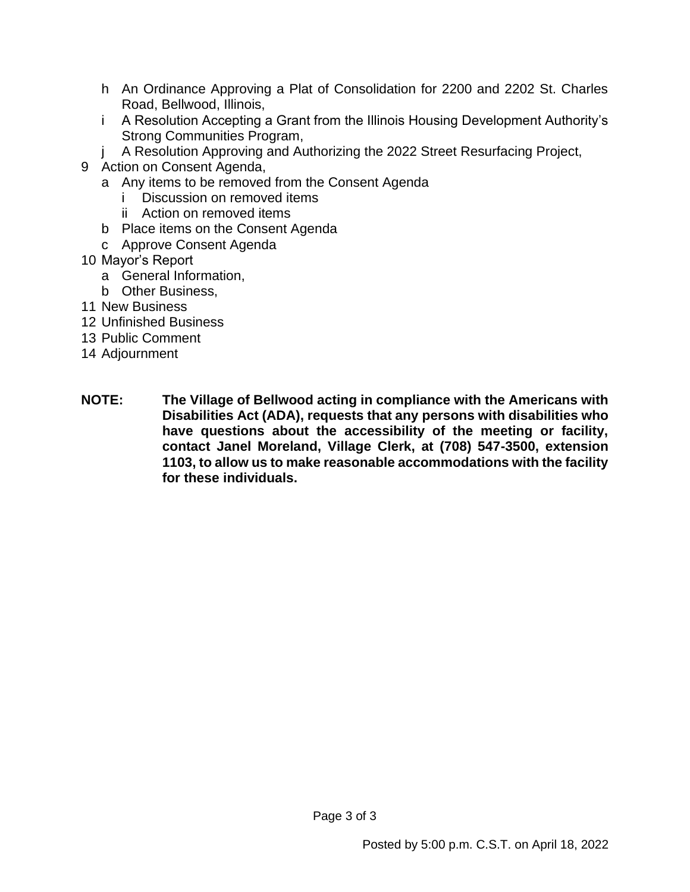- h An Ordinance Approving a Plat of Consolidation for 2200 and 2202 St. Charles Road, Bellwood, Illinois,
- i A Resolution Accepting a Grant from the Illinois Housing Development Authority's Strong Communities Program,
- j A Resolution Approving and Authorizing the 2022 Street Resurfacing Project,

9 Action on Consent Agenda,
- a Any items to be removed from the Consent Agenda
  - i Discussion on removed items
  - ii Action on removed items
- b Place items on the Consent Agenda
- c Approve Consent Agenda

10 Mayor's Report
- a General Information,
- b Other Business,

11 New Business

12 Unfinished Business

13 Public Comment

14 Adjournment

**NOTE: The Village of Bellwood acting in compliance with the Americans with Disabilities Act (ADA), requests that any persons with disabilities who have questions about the accessibility of the meeting or facility, contact Janel Moreland, Village Clerk, at (708) 547-3500, extension 1103, to allow us to make reasonable accommodations with the facility for these individuals.**

Posted by 5:00 p.m. C.S.T. on April 18, 2022